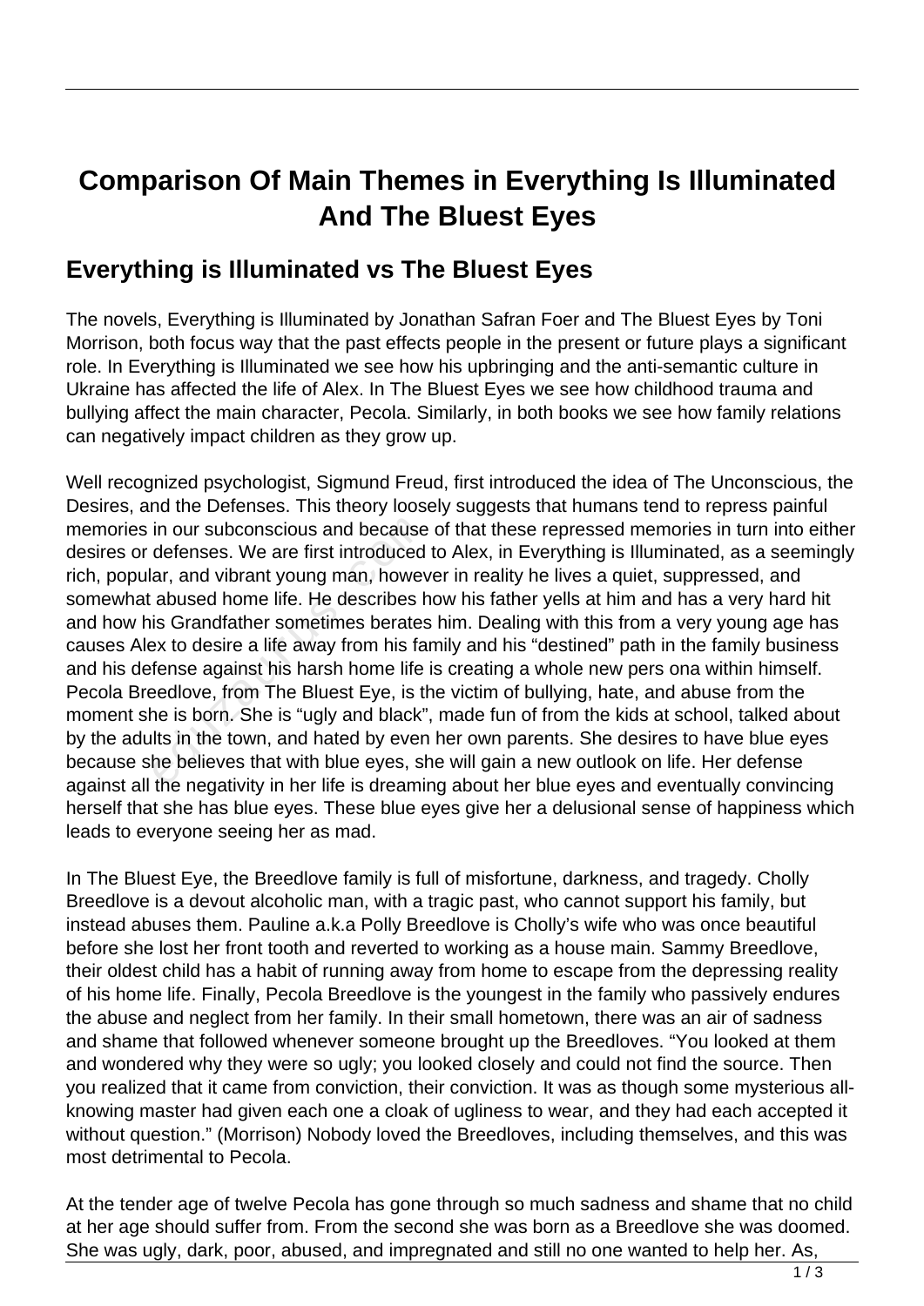# Comparison Of Main Themes in Everything Is Illuminated And The Bluest Eyes

## Everything is Illuminated vs The Bluest Eyes

The novels, Everything is Illuminated by Jonathan Safran Foer and The Bluest Eyes by Toni Morrison, both focus way that the past effects people in the present or future plays a significant role. In Everything is Illuminated we see how his upbringing and the anti-semantic culture in Ukraine has affected the life of Alex. In The Bluest Eyes we see how childhood trauma and bullying affect the main character, Pecola. Similarly, in both books we see how family relations can negatively impact children as they grow up.

Well recognized psychologist, Sigmund Freud, first introduced the idea of The Unconscious, the Desires, and the Defenses. This theory loosely suggests that humans tend to repress painful memories in our subconscious and because of that these repressed memories in turn into either desires or defenses. We are first introduced to Alex, in Everything is Illuminated, as a seemingly rich, popular, and vibrant young man, however in reality he lives a quiet, suppressed, and somewhat abused home life. He describes how his father yells at him and has a very hard hit and how his Grandfather sometimes berates him. Dealing with this from a very young age has causes Alex to desire a life away from his family and his "destined" path in the family business and his defense against his harsh home life is creating a whole new pers ona within himself. Pecola Breedlove, from The Bluest Eye, is the victim of bullying, hate, and abuse from the moment she is born. She is "ugly and black", made fun of from the kids at school, talked about by the adults in the town, and hated by even her own parents. She desires to have blue eyes because she believes that with blue eyes, she will gain a new outlook on life. Her defense against all the negativity in her life is dreaming about her blue eyes and eventually convincing herself that she has blue eyes. These blue eyes give her a delusional sense of happiness which leads to everyone seeing her as mad.

In The Bluest Eye, the Breedlove family is full of misfortune, darkness, and tragedy. Cholly Breedlove is a devout alcoholic man, with a tragic past, who cannot support his family, but instead abuses them. Pauline a.k.a Polly Breedlove is Cholly's wife who was once beautiful before she lost her front tooth and reverted to working as a house main. Sammy Breedlove, their oldest child has a habit of running away from home to escape from the depressing reality of his home life. Finally, Pecola Breedlove is the youngest in the family who passively endures the abuse and neglect from her family. In their small hometown, there was an air of sadness and shame that followed whenever someone brought up the Breedloves. "You looked at them and wondered why they were so ugly; you looked closely and could not find the source. Then you realized that it came from conviction, their conviction. It was as though some mysterious all-knowing master had given each one a cloak of ugliness to wear, and they had each accepted it without question." (Morrison) Nobody loved the Breedloves, including themselves, and this was most detrimental to Pecola.

At the tender age of twelve Pecola has gone through so much sadness and shame that no child at her age should suffer from. From the second she was born as a Breedlove she was doomed. She was ugly, dark, poor, abused, and impregnated and still no one wanted to help her. As,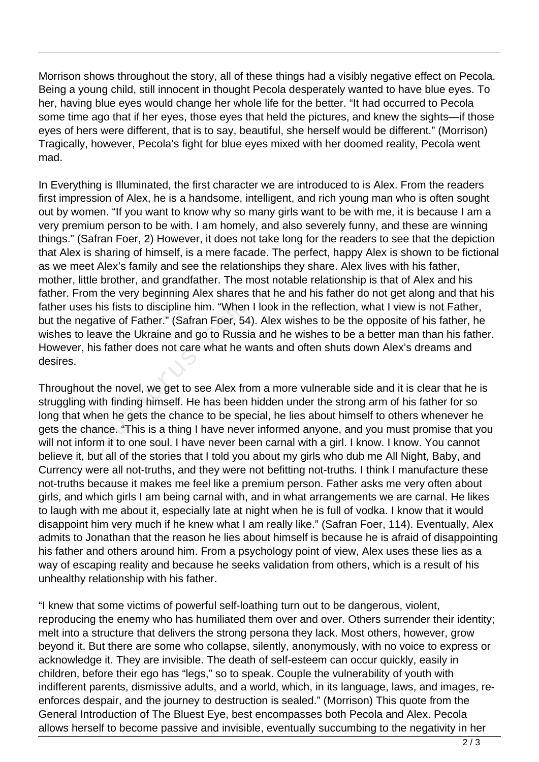Morrison shows throughout the story, all of these things had a visibly negative effect on Pecola. Being a young child, still innocent in thought Pecola desperately wanted to have blue eyes. To her, having blue eyes would change her whole life for the better. "It had occurred to Pecola some time ago that if her eyes, those eyes that held the pictures, and knew the sights—if those eyes of hers were different, that is to say, beautiful, she herself would be different." (Morrison) Tragically, however, Pecola's fight for blue eyes mixed with her doomed reality, Pecola went mad.

In Everything is Illuminated, the first character we are introduced to is Alex. From the readers first impression of Alex, he is a handsome, intelligent, and rich young man who is often sought out by women. "If you want to know why so many girls want to be with me, it is because I am a very premium person to be with. I am homely, and also severely funny, and these are winning things." (Safran Foer, 2) However, it does not take long for the readers to see that the depiction that Alex is sharing of himself, is a mere facade. The perfect, happy Alex is shown to be fictional as we meet Alex's family and see the relationships they share. Alex lives with his father, mother, little brother, and grandfather. The most notable relationship is that of Alex and his father. From the very beginning Alex shares that he and his father do not get along and that his father uses his fists to discipline him. "When I look in the reflection, what I view is not Father, but the negative of Father." (Safran Foer, 54). Alex wishes to be the opposite of his father, he wishes to leave the Ukraine and go to Russia and he wishes to be a better man than his father. However, his father does not care what he wants and often shuts down Alex's dreams and desires.

Throughout the novel, we get to see Alex from a more vulnerable side and it is clear that he is struggling with finding himself. He has been hidden under the strong arm of his father for so long that when he gets the chance to be special, he lies about himself to others whenever he gets the chance. "This is a thing I have never informed anyone, and you must promise that you will not inform it to one soul. I have never been carnal with a girl. I know. I know. You cannot believe it, but all of the stories that I told you about my girls who dub me All Night, Baby, and Currency were all not-truths, and they were not befitting not-truths. I think I manufacture these not-truths because it makes me feel like a premium person. Father asks me very often about girls, and which girls I am being carnal with, and in what arrangements we are carnal. He likes to laugh with me about it, especially late at night when he is full of vodka. I know that it would disappoint him very much if he knew what I am really like." (Safran Foer, 114). Eventually, Alex admits to Jonathan that the reason he lies about himself is because he is afraid of disappointing his father and others around him. From a psychology point of view, Alex uses these lies as a way of escaping reality and because he seeks validation from others, which is a result of his unhealthy relationship with his father.

"I knew that some victims of powerful self-loathing turn out to be dangerous, violent, reproducing the enemy who has humiliated them over and over. Others surrender their identity; melt into a structure that delivers the strong persona they lack. Most others, however, grow beyond it. But there are some who collapse, silently, anonymously, with no voice to express or acknowledge it. They are invisible. The death of self-esteem can occur quickly, easily in children, before their ego has "legs," so to speak. Couple the vulnerability of youth with indifferent parents, dismissive adults, and a world, which, in its language, laws, and images, re-enforces despair, and the journey to destruction is sealed." (Morrison) This quote from the General Introduction of The Bluest Eye, best encompasses both Pecola and Alex. Pecola allows herself to become passive and invisible, eventually succumbing to the negativity in her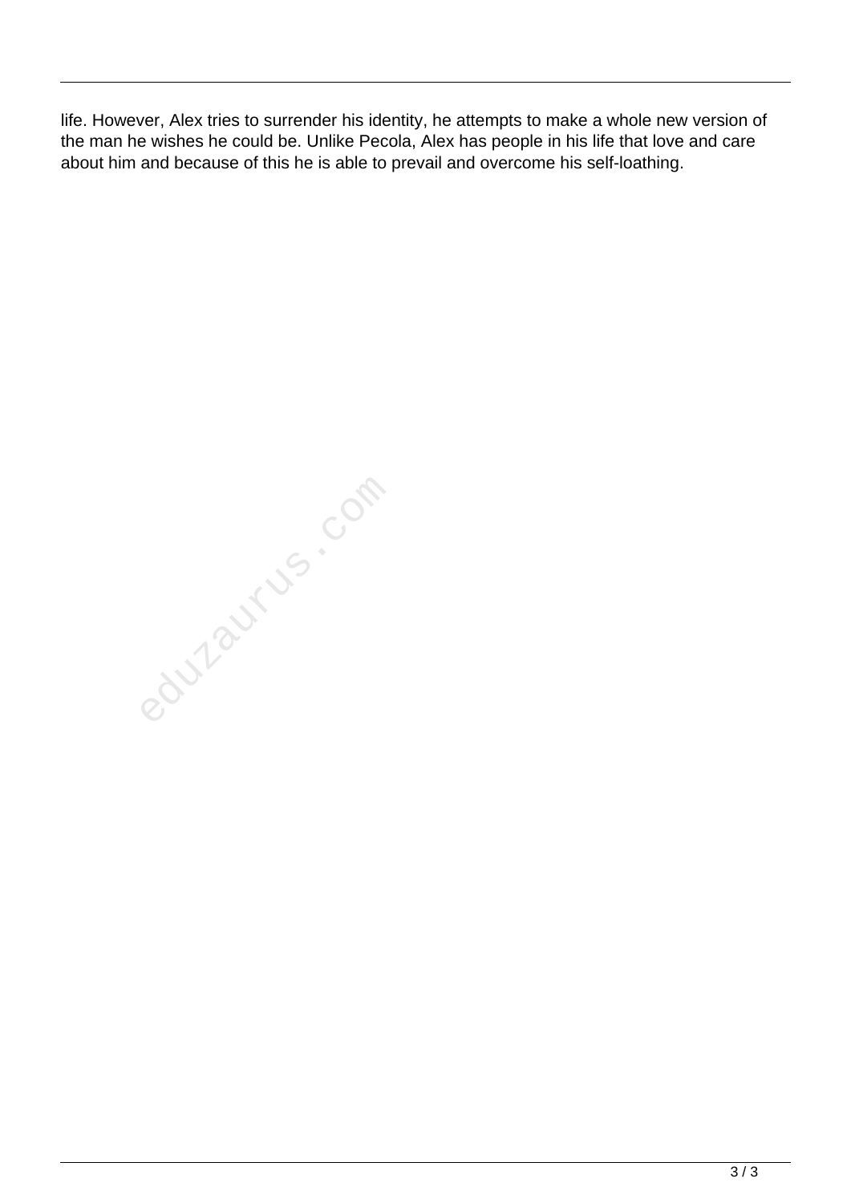life. However, Alex tries to surrender his identity, he attempts to make a whole new version of the man he wishes he could be. Unlike Pecola, Alex has people in his life that love and care about him and because of this he is able to prevail and overcome his self-loathing.